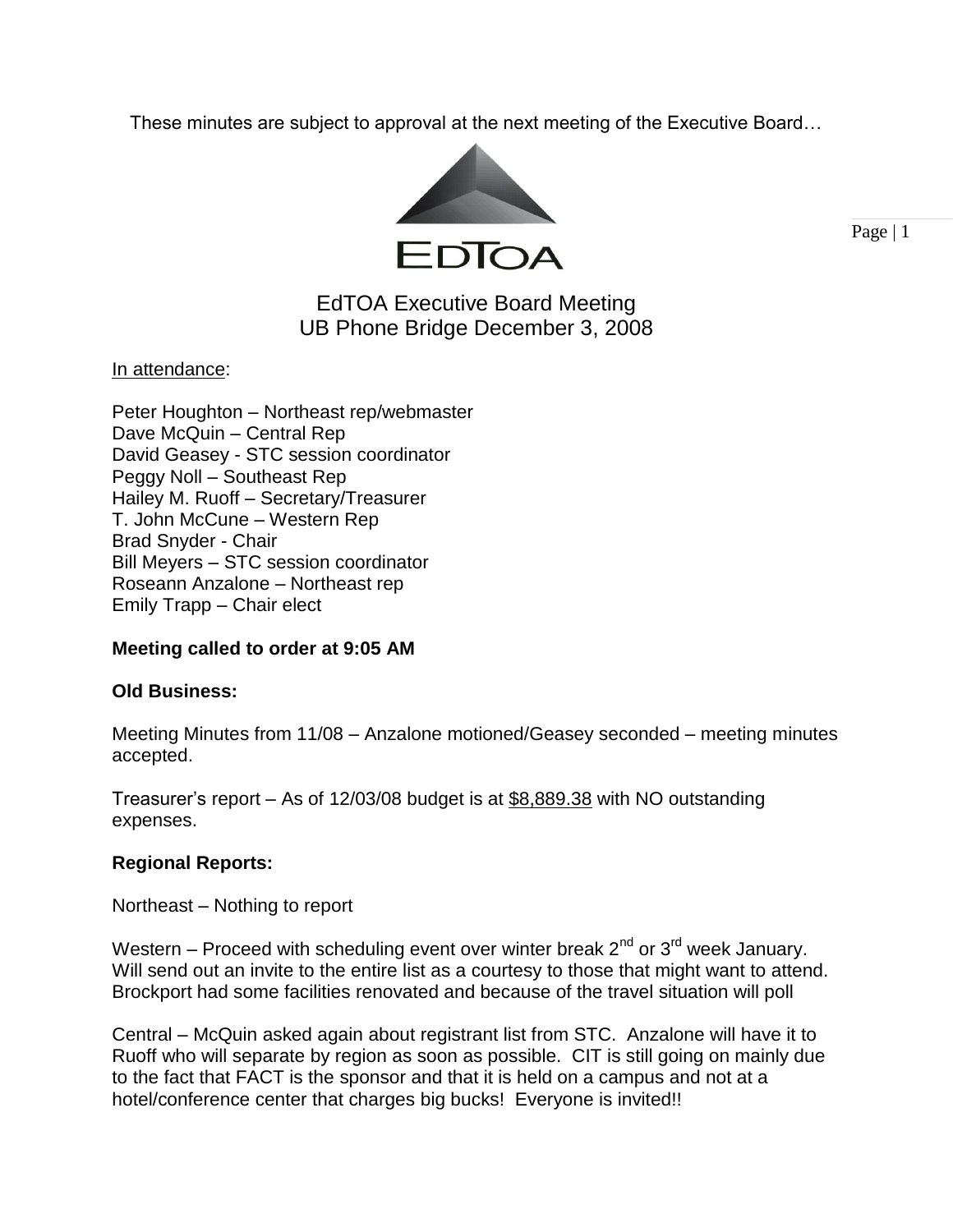These minutes are subject to approval at the next meeting of the Executive Board…

EDTOA

# EdTOA Executive Board Meeting
## UB Phone Bridge December 3, 2008

In attendance:

Peter Houghton – Northeast rep/webmaster
Dave McQuin – Central Rep
David Geasey - STC session coordinator
Peggy Noll – Southeast Rep
Hailey M. Ruoff – Secretary/Treasurer
T. John McCune – Western Rep
Brad Snyder - Chair
Bill Meyers – STC session coordinator
Roseann Anzalone – Northeast rep
Emily Trapp – Chair elect

**Meeting called to order at 9:05 AM**

**Old Business:**

Meeting Minutes from 11/08 – Anzalone motioned/Geasey seconded – meeting minutes accepted.

Treasurer's report – As of 12/03/08 budget is at $8,889.38 with NO outstanding expenses.

**Regional Reports:**

Northeast – Nothing to report

Western – Proceed with scheduling event over winter break 2nd or 3rd week January. Will send out an invite to the entire list as a courtesy to those that might want to attend. Brockport had some facilities renovated and because of the travel situation will poll

Central – McQuin asked again about registrant list from STC. Anzalone will have it to Ruoff who will separate by region as soon as possible. CIT is still going on mainly due to the fact that FACT is the sponsor and that it is held on a campus and not at a hotel/conference center that charges big bucks! Everyone is invited!!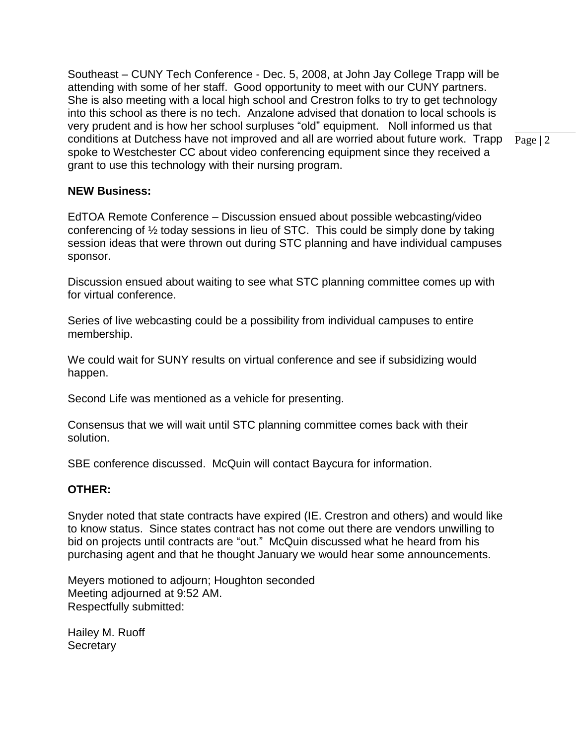Southeast – CUNY Tech Conference - Dec. 5, 2008, at John Jay College Trapp will be attending with some of her staff. Good opportunity to meet with our CUNY partners. She is also meeting with a local high school and Crestron folks to try to get technology into this school as there is no tech. Anzalone advised that donation to local schools is very prudent and is how her school surpluses "old" equipment. Noll informed us that conditions at Dutchess have not improved and all are worried about future work. Trapp spoke to Westchester CC about video conferencing equipment since they received a grant to use this technology with their nursing program.

**NEW Business:**

EdTOA Remote Conference – Discussion ensued about possible webcasting/video conferencing of ½ today sessions in lieu of STC. This could be simply done by taking session ideas that were thrown out during STC planning and have individual campuses sponsor.

Discussion ensued about waiting to see what STC planning committee comes up with for virtual conference.

Series of live webcasting could be a possibility from individual campuses to entire membership.

We could wait for SUNY results on virtual conference and see if subsidizing would happen.

Second Life was mentioned as a vehicle for presenting.

Consensus that we will wait until STC planning committee comes back with their solution.

SBE conference discussed. McQuin will contact Baycura for information.

**OTHER:**

Snyder noted that state contracts have expired (IE. Crestron and others) and would like to know status. Since states contract has not come out there are vendors unwilling to bid on projects until contracts are "out." McQuin discussed what he heard from his purchasing agent and that he thought January we would hear some announcements.

Meyers motioned to adjourn; Houghton seconded
Meeting adjourned at 9:52 AM.
Respectfully submitted:

Hailey M. Ruoff
Secretary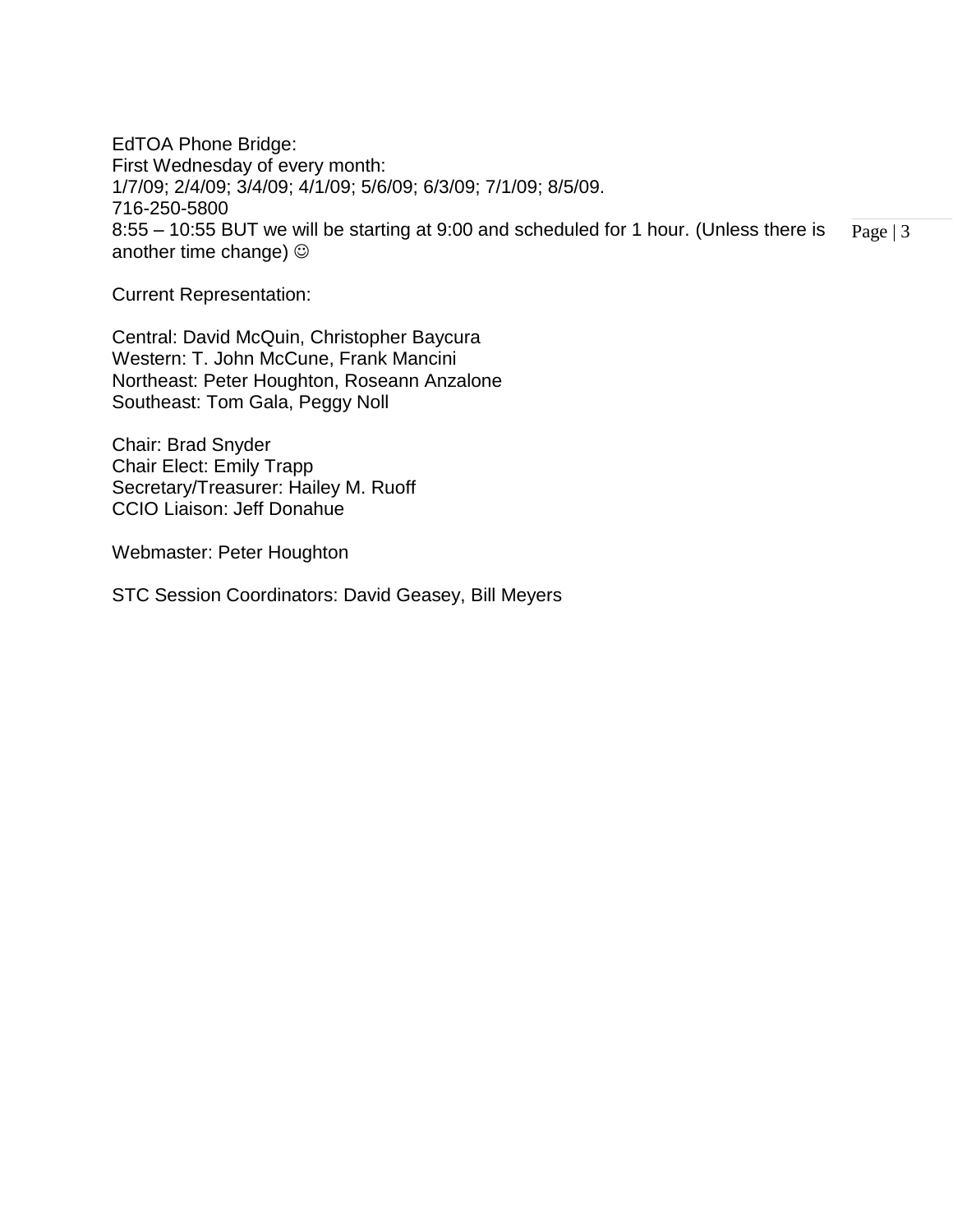EdTOA Phone Bridge:
First Wednesday of every month:
1/7/09; 2/4/09; 3/4/09; 4/1/09; 5/6/09; 6/3/09; 7/1/09; 8/5/09.
716-250-5800
8:55 – 10:55 BUT we will be starting at 9:00 and scheduled for 1 hour. (Unless there is another time change) ☺

Current Representation:

Central: David McQuin, Christopher Baycura
Western: T. John McCune, Frank Mancini
Northeast: Peter Houghton, Roseann Anzalone
Southeast: Tom Gala, Peggy Noll

Chair: Brad Snyder
Chair Elect: Emily Trapp
Secretary/Treasurer: Hailey M. Ruoff
CCIO Liaison: Jeff Donahue

Webmaster: Peter Houghton

STC Session Coordinators: David Geasey, Bill Meyers